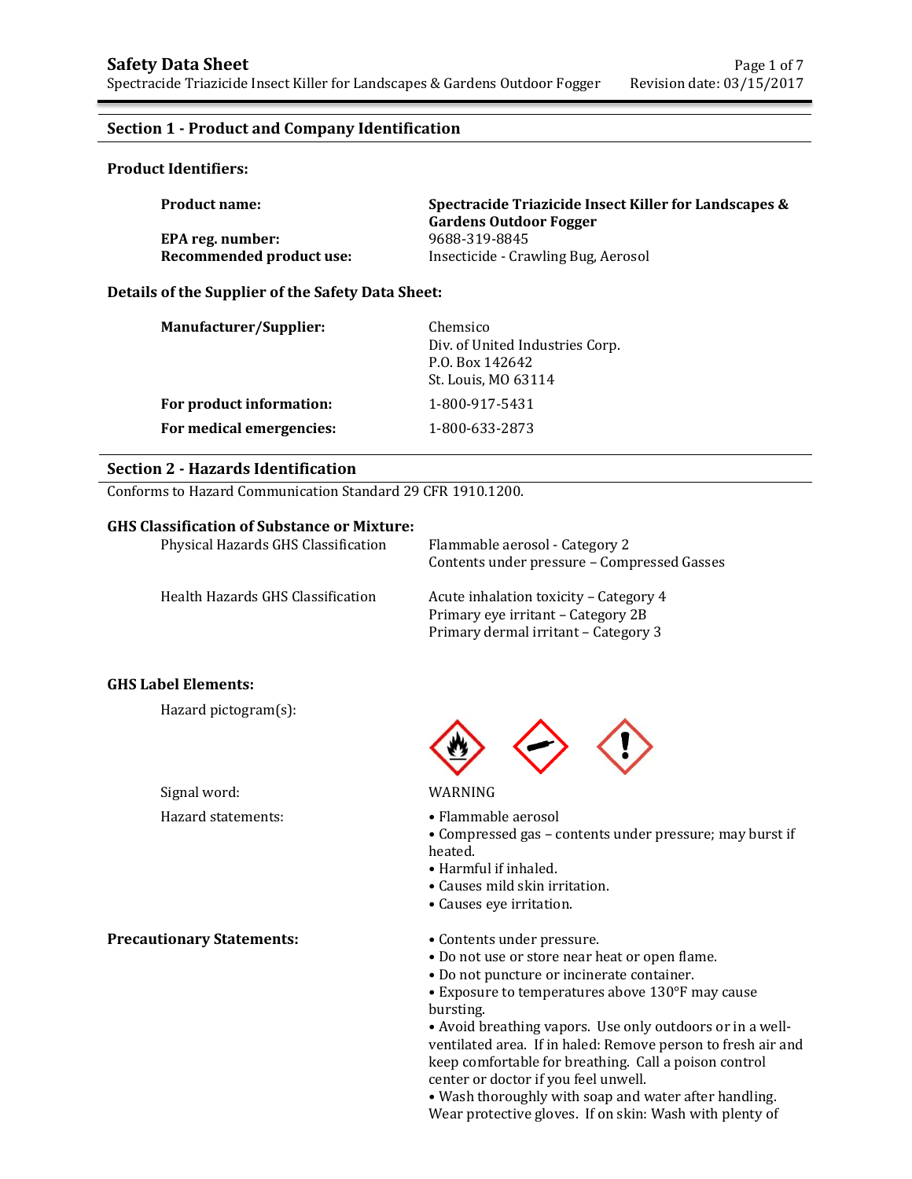# Safety Data Sheet

Spectracide Triazicide Insect Killer for Landscapes & Gardens Outdoor Fogger

## Section 1 - Product and Company Identification

### Product Identifiers:

| | |
|---|---|
| **Product name:** | **Spectracide Triazicide Insect Killer for Landscapes & Gardens Outdoor Fogger** |
| **EPA reg. number:** | 9688-319-8845 |
| **Recommended product use:** | Insecticide - Crawling Bug, Aerosol |

### Details of the Supplier of the Safety Data Sheet:

| | |
|---|---|
| **Manufacturer/Supplier:** | Chemsico<br>Div. of United Industries Corp.<br>P.O. Box 142642<br>St. Louis, MO 63114 |
| **For product information:** | 1-800-917-5431 |
| **For medical emergencies:** | 1-800-633-2873 |

## Section 2 - Hazards Identification

Conforms to Hazard Communication Standard 29 CFR 1910.1200.

### GHS Classification of Substance or Mixture:

| | |
|---|---|
| Physical Hazards GHS Classification | Flammable aerosol - Category 2<br>Contents under pressure – Compressed Gasses |
| Health Hazards GHS Classification | Acute inhalation toxicity – Category 4<br>Primary eye irritant – Category 2B<br>Primary dermal irritant – Category 3 |

### GHS Label Elements:

Hazard pictogram(s):

Signal word: WARNING

Hazard statements:

- Flammable aerosol
- Compressed gas – contents under pressure; may burst if heated.
- Harmful if inhaled.
- Causes mild skin irritation.
- Causes eye irritation.

**Precautionary Statements:**

- Contents under pressure.
- Do not use or store near heat or open flame.
- Do not puncture or incinerate container.
- Exposure to temperatures above 130°F may cause bursting.
- Avoid breathing vapors. Use only outdoors or in a well-ventilated area. If in haled: Remove person to fresh air and keep comfortable for breathing. Call a poison control center or doctor if you feel unwell.
- Wash thoroughly with soap and water after handling. Wear protective gloves. If on skin: Wash with plenty of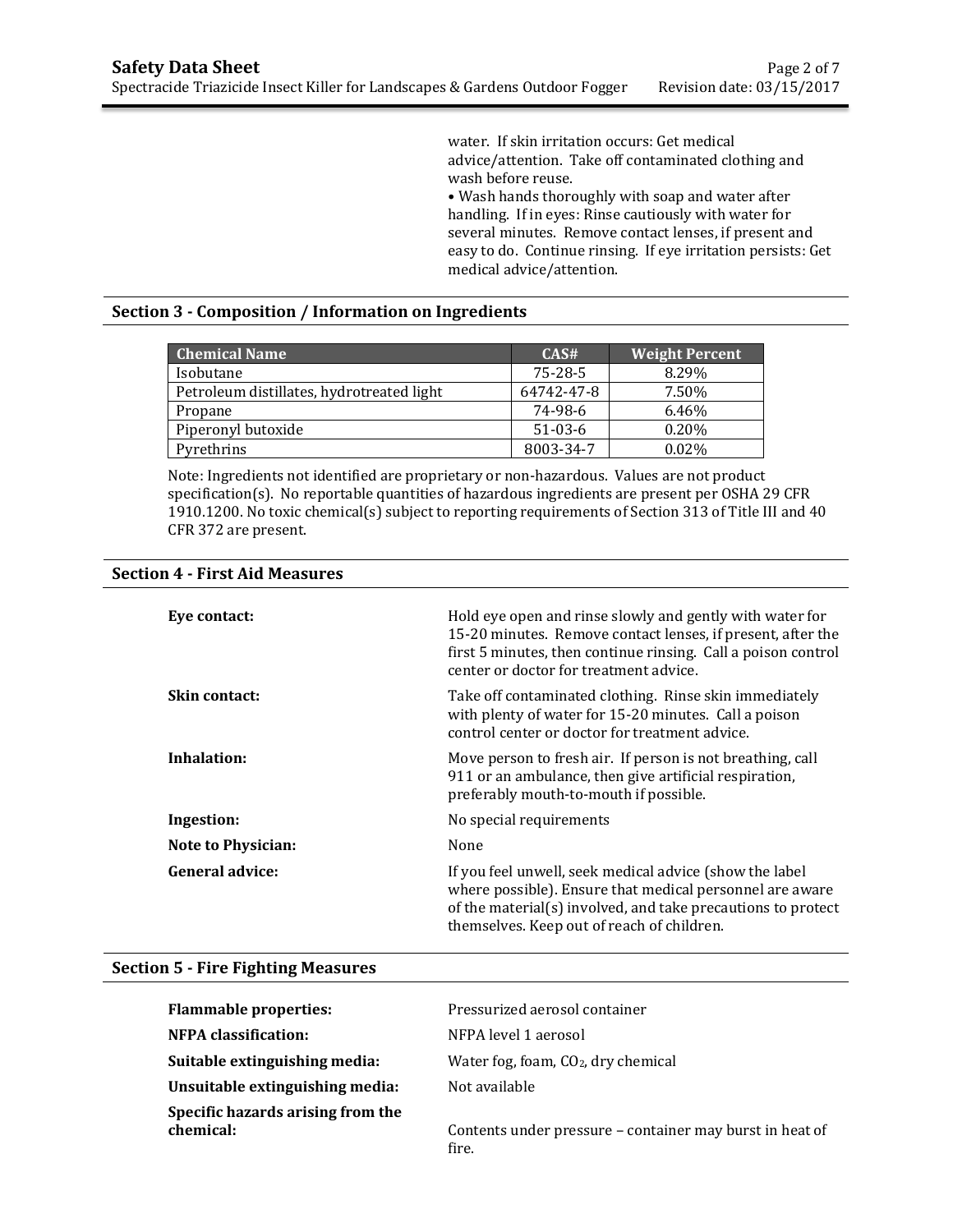water. If skin irritation occurs: Get medical advice/attention. Take off contaminated clothing and wash before reuse.
• Wash hands thoroughly with soap and water after handling. If in eyes: Rinse cautiously with water for several minutes. Remove contact lenses, if present and easy to do. Continue rinsing. If eye irritation persists: Get medical advice/attention.

## Section 3 - Composition / Information on Ingredients

| Chemical Name | CAS# | Weight Percent |
|---|---|---|
| Isobutane | 75-28-5 | 8.29% |
| Petroleum distillates, hydrotreated light | 64742-47-8 | 7.50% |
| Propane | 74-98-6 | 6.46% |
| Piperonyl butoxide | 51-03-6 | 0.20% |
| Pyrethrins | 8003-34-7 | 0.02% |

Note: Ingredients not identified are proprietary or non-hazardous. Values are not product specification(s). No reportable quantities of hazardous ingredients are present per OSHA 29 CFR 1910.1200. No toxic chemical(s) subject to reporting requirements of Section 313 of Title III and 40 CFR 372 are present.

## Section 4 - First Aid Measures

**Eye contact:** Hold eye open and rinse slowly and gently with water for 15-20 minutes. Remove contact lenses, if present, after the first 5 minutes, then continue rinsing. Call a poison control center or doctor for treatment advice.

**Skin contact:** Take off contaminated clothing. Rinse skin immediately with plenty of water for 15-20 minutes. Call a poison control center or doctor for treatment advice.

**Inhalation:** Move person to fresh air. If person is not breathing, call 911 or an ambulance, then give artificial respiration, preferably mouth-to-mouth if possible.

**Ingestion:** No special requirements

**Note to Physician:** None

**General advice:** If you feel unwell, seek medical advice (show the label where possible). Ensure that medical personnel are aware of the material(s) involved, and take precautions to protect themselves. Keep out of reach of children.

## Section 5 - Fire Fighting Measures

**Flammable properties:** Pressurized aerosol container

**NFPA classification:** NFPA level 1 aerosol

**Suitable extinguishing media:** Water fog, foam, $CO_2$, dry chemical

**Unsuitable extinguishing media:** Not available

**Specific hazards arising from the chemical:** Contents under pressure – container may burst in heat of fire.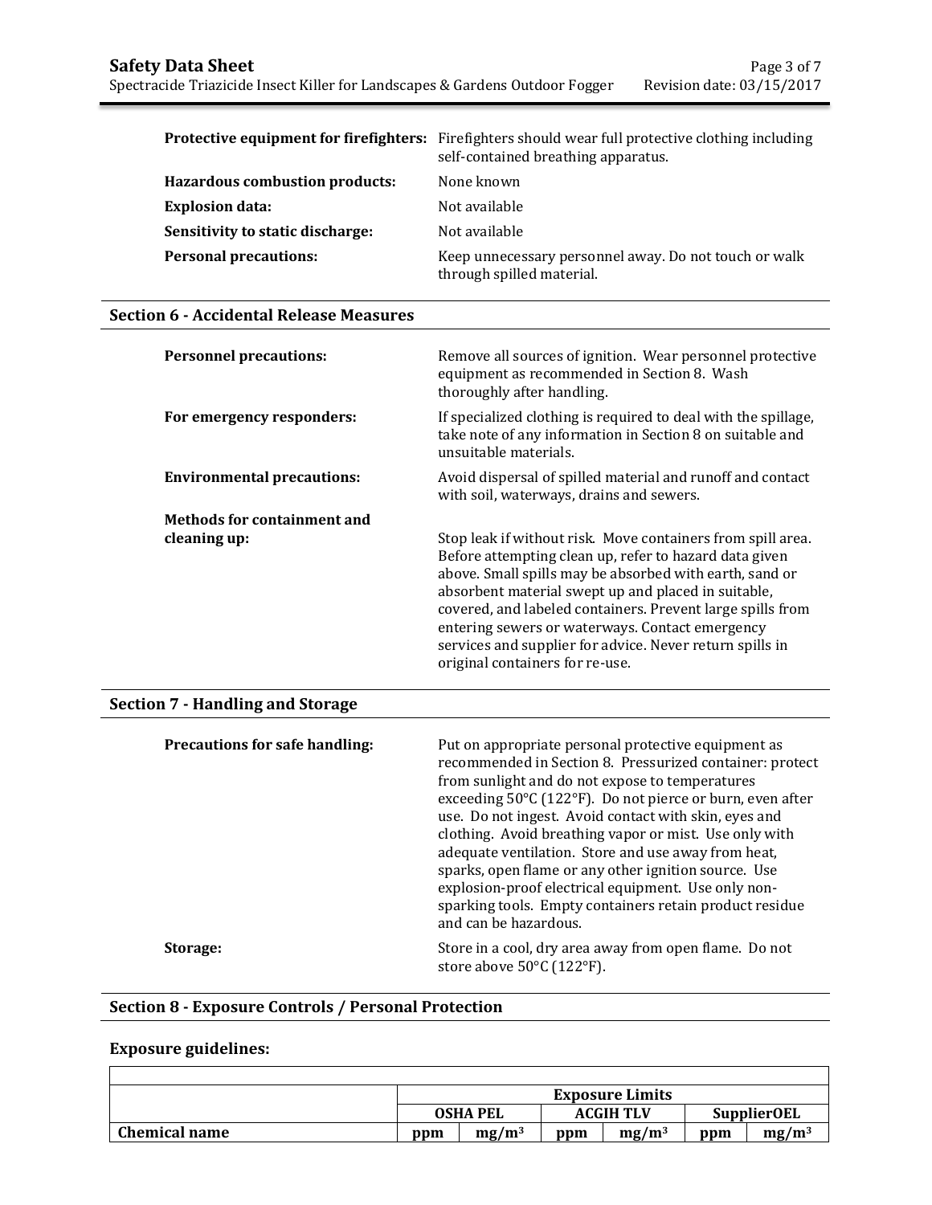| | |
|---|---|
| **Protective equipment for firefighters:** | Firefighters should wear full protective clothing including self-contained breathing apparatus. |
| **Hazardous combustion products:** | None known |
| **Explosion data:** | Not available |
| **Sensitivity to static discharge:** | Not available |
| **Personal precautions:** | Keep unnecessary personnel away. Do not touch or walk through spilled material. |

## Section 6 - Accidental Release Measures

| | |
|---|---|
| **Personnel precautions:** | Remove all sources of ignition. Wear personnel protective equipment as recommended in Section 8. Wash thoroughly after handling. |
| **For emergency responders:** | If specialized clothing is required to deal with the spillage, take note of any information in Section 8 on suitable and unsuitable materials. |
| **Environmental precautions:** | Avoid dispersal of spilled material and runoff and contact with soil, waterways, drains and sewers. |
| **Methods for containment and cleaning up:** | Stop leak if without risk. Move containers from spill area. Before attempting clean up, refer to hazard data given above. Small spills may be absorbed with earth, sand or absorbent material swept up and placed in suitable, covered, and labeled containers. Prevent large spills from entering sewers or waterways. Contact emergency services and supplier for advice. Never return spills in original containers for re-use. |

## Section 7 - Handling and Storage

| | |
|---|---|
| **Precautions for safe handling:** | Put on appropriate personal protective equipment as recommended in Section 8. Pressurized container: protect from sunlight and do not expose to temperatures exceeding 50°C (122°F). Do not pierce or burn, even after use. Do not ingest. Avoid contact with skin, eyes and clothing. Avoid breathing vapor or mist. Use only with adequate ventilation. Store and use away from heat, sparks, open flame or any other ignition source. Use explosion-proof electrical equipment. Use only non-sparking tools. Empty containers retain product residue and can be hazardous. |
| **Storage:** | Store in a cool, dry area away from open flame. Do not store above 50°C (122°F). |

## Section 8 - Exposure Controls / Personal Protection

### Exposure guidelines:

| | Exposure Limits | | | | | |
|---|---|---|---|---|---|---|
| | OSHA PEL | | ACGIH TLV | | SupplierOEL | |
| **Chemical name** | ppm | $mg/m^3$ | ppm | $mg/m^3$ | ppm | $mg/m^3$ |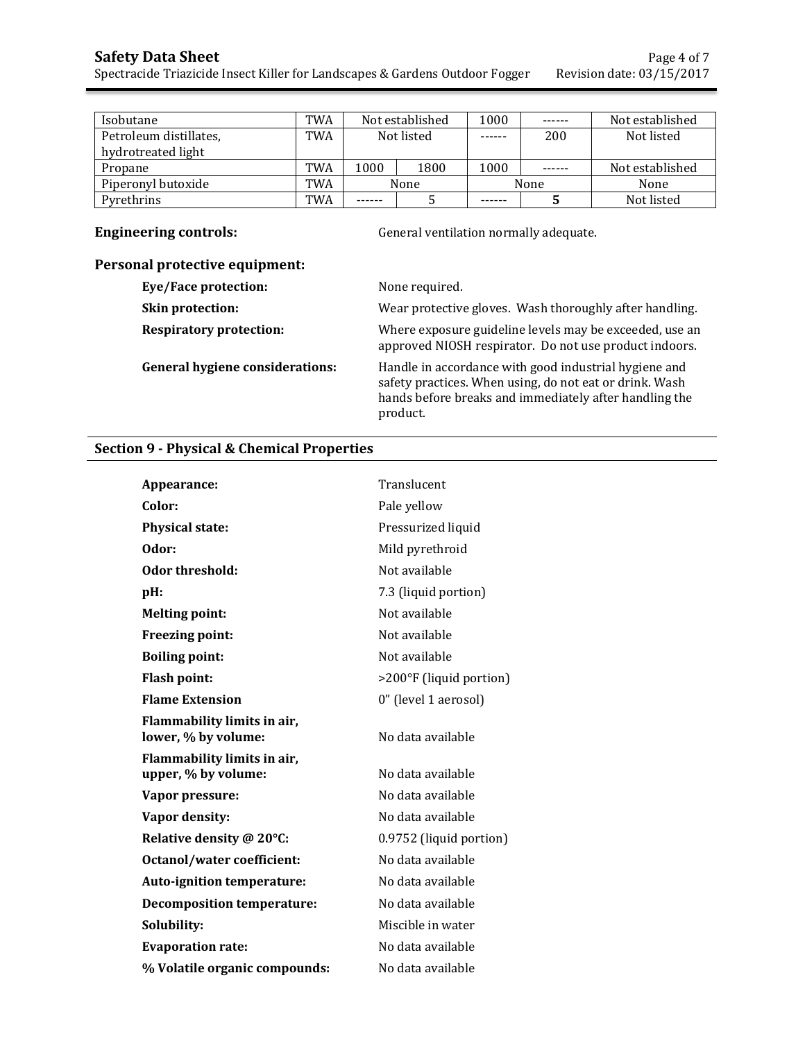| | | | | | | |
|---|---|---|---|---|---|---|
| Isobutane | TWA | Not established | | 1000 | ------ | Not established |
| Petroleum distillates, hydrotreated light | TWA | Not listed | | ------ | 200 | Not listed |
| Propane | TWA | 1000 | 1800 | 1000 | ------ | Not established |
| Piperonyl butoxide | TWA | None | | None | | None |
| Pyrethrins | TWA | ------ | 5 | ------ | **5** | Not listed |

**Engineering controls:** General ventilation normally adequate.

**Personal protective equipment:**

- **Eye/Face protection:** None required.
- **Skin protection:** Wear protective gloves. Wash thoroughly after handling.
- **Respiratory protection:** Where exposure guideline levels may be exceeded, use an approved NIOSH respirator. Do not use product indoors.
- **General hygiene considerations:** Handle in accordance with good industrial hygiene and safety practices. When using, do not eat or drink. Wash hands before breaks and immediately after handling the product.

## Section 9 - Physical & Chemical Properties

| | |
|---|---|
| **Appearance:** | Translucent |
| **Color:** | Pale yellow |
| **Physical state:** | Pressurized liquid |
| **Odor:** | Mild pyrethroid |
| **Odor threshold:** | Not available |
| **pH:** | 7.3 (liquid portion) |
| **Melting point:** | Not available |
| **Freezing point:** | Not available |
| **Boiling point:** | Not available |
| **Flash point:** | >200°F (liquid portion) |
| **Flame Extension** | 0" (level 1 aerosol) |
| **Flammability limits in air, lower, % by volume:** | No data available |
| **Flammability limits in air, upper, % by volume:** | No data available |
| **Vapor pressure:** | No data available |
| **Vapor density:** | No data available |
| **Relative density @ 20°C:** | 0.9752 (liquid portion) |
| **Octanol/water coefficient:** | No data available |
| **Auto-ignition temperature:** | No data available |
| **Decomposition temperature:** | No data available |
| **Solubility:** | Miscible in water |
| **Evaporation rate:** | No data available |
| **% Volatile organic compounds:** | No data available |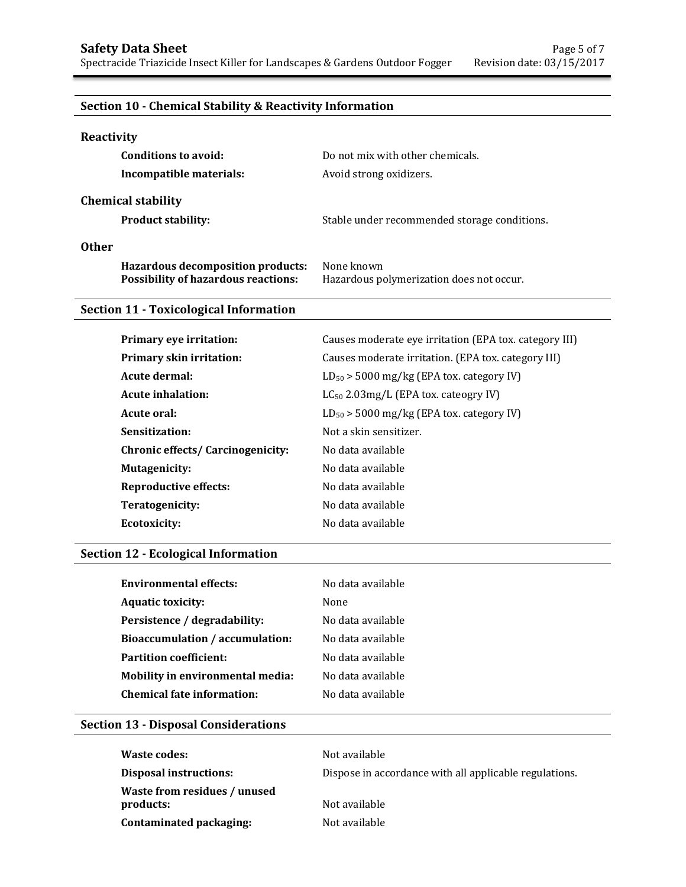## Section 10 - Chemical Stability & Reactivity Information

### Reactivity

**Conditions to avoid:** Do not mix with other chemicals.

**Incompatible materials:** Avoid strong oxidizers.

### Chemical stability

**Product stability:** Stable under recommended storage conditions.

### Other

**Hazardous decomposition products:** None known

**Possibility of hazardous reactions:** Hazardous polymerization does not occur.

## Section 11 - Toxicological Information

**Primary eye irritation:** Causes moderate eye irritation (EPA tox. category III)

**Primary skin irritation:** Causes moderate irritation. (EPA tox. category III)

**Acute dermal:** $LD_{50}$ > 5000 mg/kg (EPA tox. category IV)

**Acute inhalation:** $LC_{50}$ 2.03mg/L (EPA tox. cateogry IV)

**Acute oral:** $LD_{50}$ > 5000 mg/kg (EPA tox. category IV)

**Sensitization:** Not a skin sensitizer.

**Chronic effects/ Carcinogenicity:** No data available

**Mutagenicity:** No data available

**Reproductive effects:** No data available

**Teratogenicity:** No data available

**Ecotoxicity:** No data available

## Section 12 - Ecological Information

**Environmental effects:** No data available

**Aquatic toxicity:** None

**Persistence / degradability:** No data available

**Bioaccumulation / accumulation:** No data available

**Partition coefficient:** No data available

**Mobility in environmental media:** No data available

**Chemical fate information:** No data available

## Section 13 - Disposal Considerations

**Waste codes:** Not available

**Disposal instructions:** Dispose in accordance with all applicable regulations.

**Waste from residues / unused products:** Not available

**Contaminated packaging:** Not available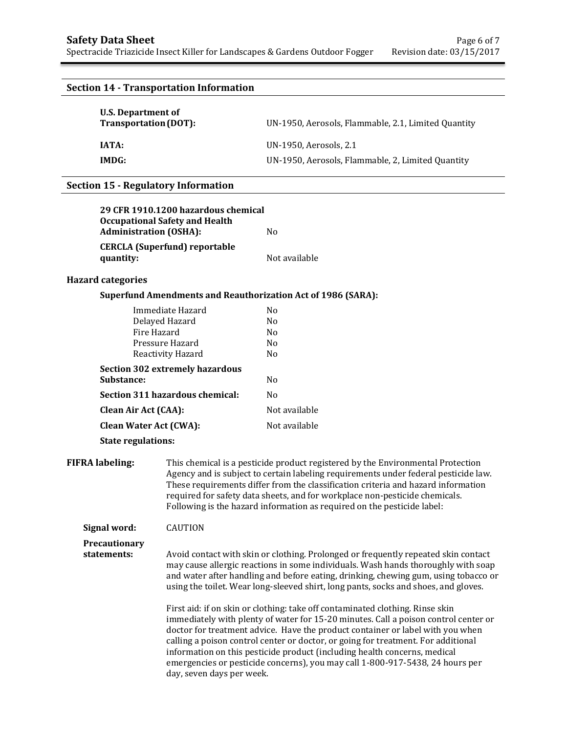## Section 14 - Transportation Information

| | |
|---|---|
| **U.S. Department of Transportation (DOT):** | UN-1950, Aerosols, Flammable, 2.1, Limited Quantity |
| **IATA:** | UN-1950, Aerosols, 2.1 |
| **IMDG:** | UN-1950, Aerosols, Flammable, 2, Limited Quantity |

## Section 15 - Regulatory Information

| | |
|---|---|
| **29 CFR 1910.1200 hazardous chemical Occupational Safety and Health Administration (OSHA):** | No |
| **CERCLA (Superfund) reportable quantity:** | Not available |

### Hazard categories

**Superfund Amendments and Reauthorization Act of 1986 (SARA):**

| | |
|---|---|
| Immediate Hazard | No |
| Delayed Hazard | No |
| Fire Hazard | No |
| Pressure Hazard | No |
| Reactivity Hazard | No |

| | |
|---|---|
| **Section 302 extremely hazardous Substance:** | No |
| **Section 311 hazardous chemical:** | No |
| **Clean Air Act (CAA):** | Not available |
| **Clean Water Act (CWA):** | Not available |

**State regulations:**

**FIFRA labeling:** This chemical is a pesticide product registered by the Environmental Protection Agency and is subject to certain labeling requirements under federal pesticide law. These requirements differ from the classification criteria and hazard information required for safety data sheets, and for workplace non-pesticide chemicals. Following is the hazard information as required on the pesticide label:

**Signal word:** CAUTION

**Precautionary statements:** Avoid contact with skin or clothing. Prolonged or frequently repeated skin contact may cause allergic reactions in some individuals. Wash hands thoroughly with soap and water after handling and before eating, drinking, chewing gum, using tobacco or using the toilet. Wear long-sleeved shirt, long pants, socks and shoes, and gloves.

First aid: if on skin or clothing: take off contaminated clothing. Rinse skin immediately with plenty of water for 15-20 minutes. Call a poison control center or doctor for treatment advice. Have the product container or label with you when calling a poison control center or doctor, or going for treatment. For additional information on this pesticide product (including health concerns, medical emergencies or pesticide concerns), you may call 1-800-917-5438, 24 hours per day, seven days per week.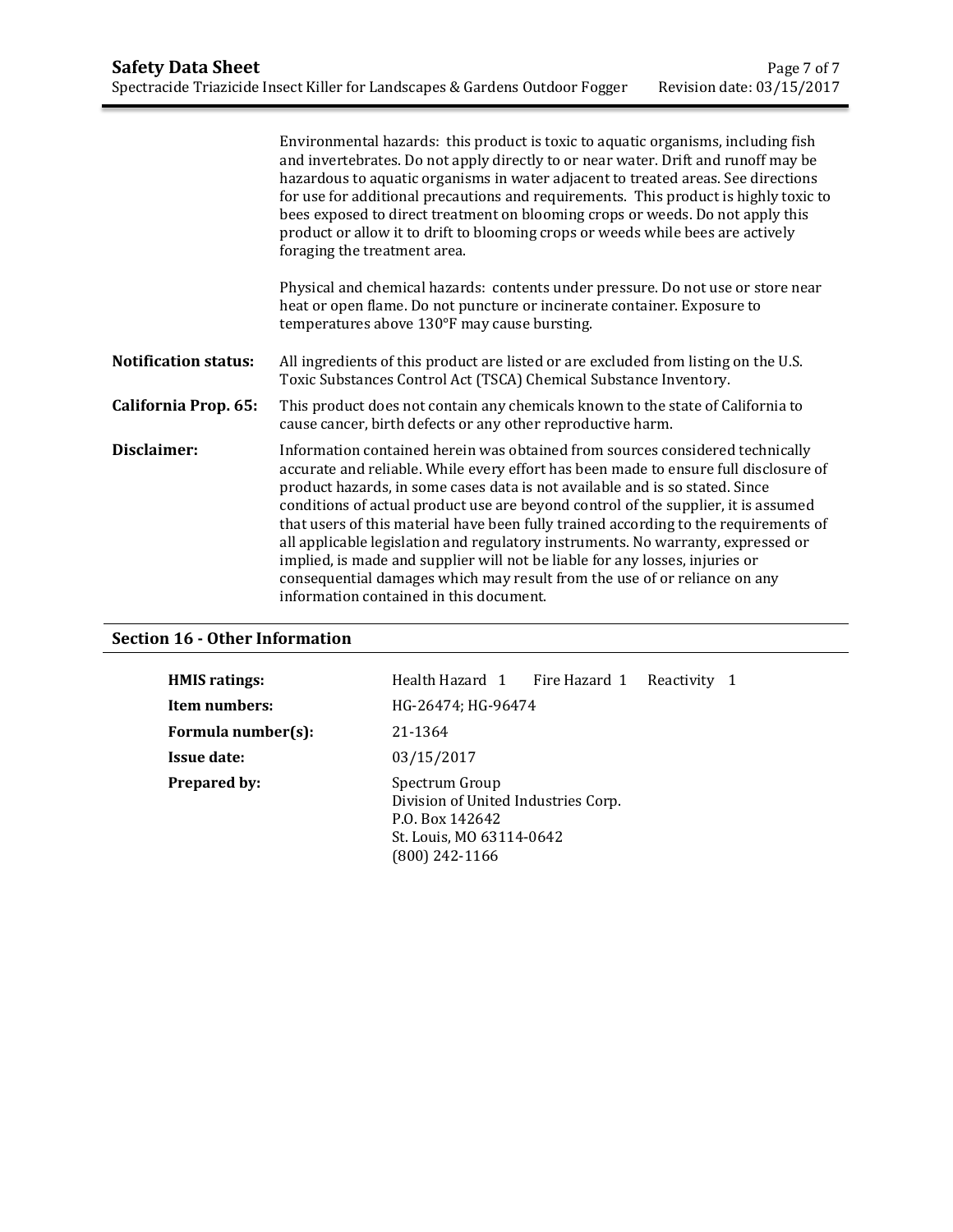Environmental hazards: this product is toxic to aquatic organisms, including fish and invertebrates. Do not apply directly to or near water. Drift and runoff may be hazardous to aquatic organisms in water adjacent to treated areas. See directions for use for additional precautions and requirements. This product is highly toxic to bees exposed to direct treatment on blooming crops or weeds. Do not apply this product or allow it to drift to blooming crops or weeds while bees are actively foraging the treatment area.

Physical and chemical hazards: contents under pressure. Do not use or store near heat or open flame. Do not puncture or incinerate container. Exposure to temperatures above 130°F may cause bursting.

**Notification status:** All ingredients of this product are listed or are excluded from listing on the U.S. Toxic Substances Control Act (TSCA) Chemical Substance Inventory.

**California Prop. 65:** This product does not contain any chemicals known to the state of California to cause cancer, birth defects or any other reproductive harm.

**Disclaimer:** Information contained herein was obtained from sources considered technically accurate and reliable. While every effort has been made to ensure full disclosure of product hazards, in some cases data is not available and is so stated. Since conditions of actual product use are beyond control of the supplier, it is assumed that users of this material have been fully trained according to the requirements of all applicable legislation and regulatory instruments. No warranty, expressed or implied, is made and supplier will not be liable for any losses, injuries or consequential damages which may result from the use of or reliance on any information contained in this document.

## Section 16 - Other Information

**HMIS ratings:** Health Hazard 1 Fire Hazard 1 Reactivity 1

**Item numbers:** HG-26474; HG-96474

**Formula number(s):** 21-1364

**Issue date:** 03/15/2017

**Prepared by:**
Spectrum Group
Division of United Industries Corp.
P.O. Box 142642
St. Louis, MO 63114-0642
(800) 242-1166